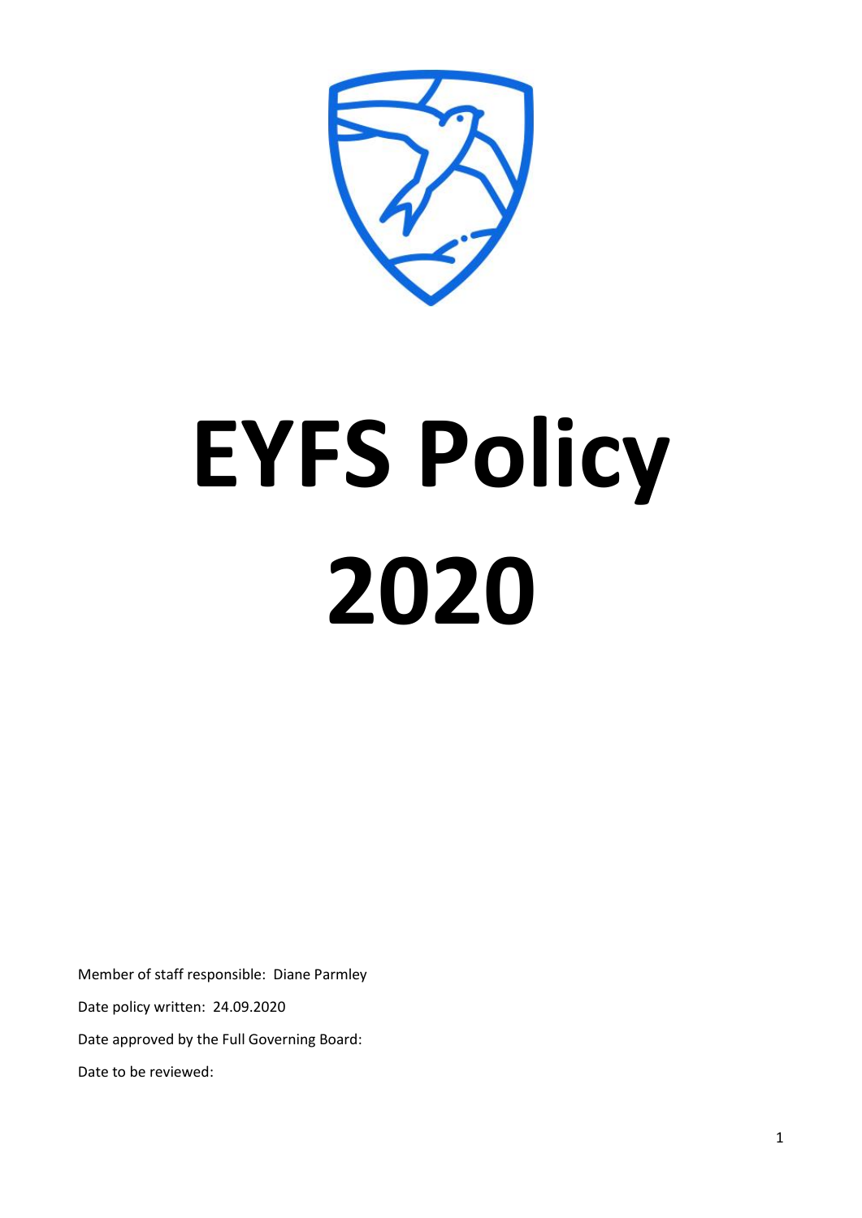# EYFS Policy 2020

Member of staff responsible: Diane Parmley

Date policy written: 24.09.2020

Date approved by the Full Governing Board:

Date to be reviewed: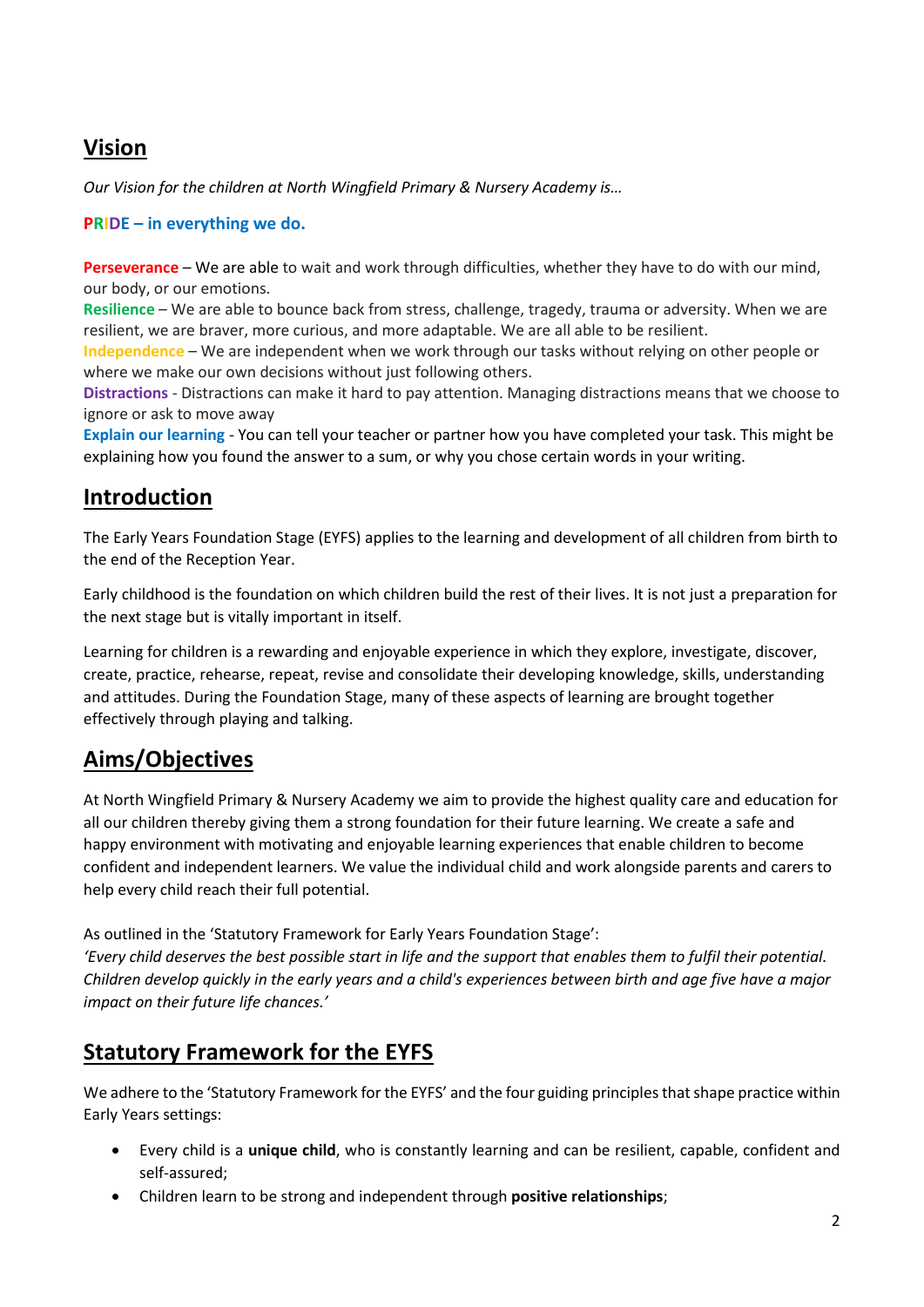## Vision

*Our Vision for the children at North Wingfield Primary & Nursery Academy is…*

**PRIDE – in everything we do.**

**Perseverance** – We are able to wait and work through difficulties, whether they have to do with our mind, our body, or our emotions.
**Resilience** – We are able to bounce back from stress, challenge, tragedy, trauma or adversity. When we are resilient, we are braver, more curious, and more adaptable. We are all able to be resilient.
**Independence** – We are independent when we work through our tasks without relying on other people or where we make our own decisions without just following others.
**Distractions** - Distractions can make it hard to pay attention. Managing distractions means that we choose to ignore or ask to move away
**Explain our learning** - You can tell your teacher or partner how you have completed your task. This might be explaining how you found the answer to a sum, or why you chose certain words in your writing.

## Introduction

The Early Years Foundation Stage (EYFS) applies to the learning and development of all children from birth to the end of the Reception Year.

Early childhood is the foundation on which children build the rest of their lives. It is not just a preparation for the next stage but is vitally important in itself.

Learning for children is a rewarding and enjoyable experience in which they explore, investigate, discover, create, practice, rehearse, repeat, revise and consolidate their developing knowledge, skills, understanding and attitudes. During the Foundation Stage, many of these aspects of learning are brought together effectively through playing and talking.

## Aims/Objectives

At North Wingfield Primary & Nursery Academy we aim to provide the highest quality care and education for all our children thereby giving them a strong foundation for their future learning. We create a safe and happy environment with motivating and enjoyable learning experiences that enable children to become confident and independent learners. We value the individual child and work alongside parents and carers to help every child reach their full potential.

As outlined in the 'Statutory Framework for Early Years Foundation Stage':
*'Every child deserves the best possible start in life and the support that enables them to fulfil their potential. Children develop quickly in the early years and a child's experiences between birth and age five have a major impact on their future life chances.'*

## Statutory Framework for the EYFS

We adhere to the 'Statutory Framework for the EYFS' and the four guiding principles that shape practice within Early Years settings:

- Every child is a **unique child**, who is constantly learning and can be resilient, capable, confident and self-assured;
- Children learn to be strong and independent through **positive relationships**;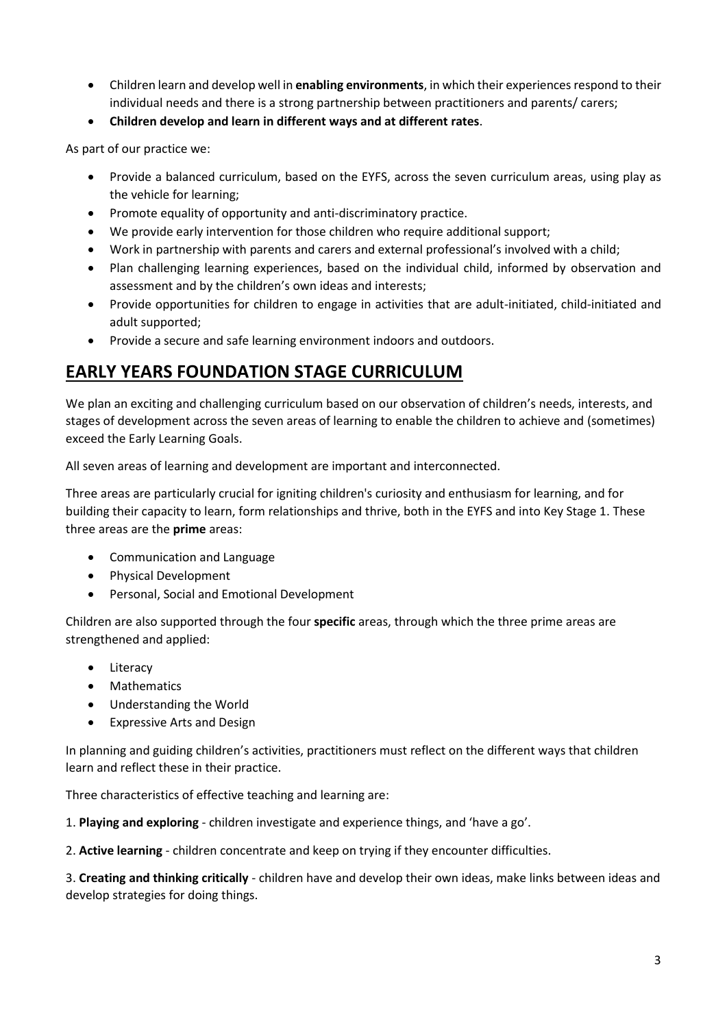- Children learn and develop well in **enabling environments**, in which their experiences respond to their individual needs and there is a strong partnership between practitioners and parents/ carers;
- **Children develop and learn in different ways and at different rates**.

As part of our practice we:

- Provide a balanced curriculum, based on the EYFS, across the seven curriculum areas, using play as the vehicle for learning;
- Promote equality of opportunity and anti-discriminatory practice.
- We provide early intervention for those children who require additional support;
- Work in partnership with parents and carers and external professional's involved with a child;
- Plan challenging learning experiences, based on the individual child, informed by observation and assessment and by the children's own ideas and interests;
- Provide opportunities for children to engage in activities that are adult-initiated, child-initiated and adult supported;
- Provide a secure and safe learning environment indoors and outdoors.

## EARLY YEARS FOUNDATION STAGE CURRICULUM

We plan an exciting and challenging curriculum based on our observation of children's needs, interests, and stages of development across the seven areas of learning to enable the children to achieve and (sometimes) exceed the Early Learning Goals.

All seven areas of learning and development are important and interconnected.

Three areas are particularly crucial for igniting children's curiosity and enthusiasm for learning, and for building their capacity to learn, form relationships and thrive, both in the EYFS and into Key Stage 1. These three areas are the **prime** areas:

- Communication and Language
- Physical Development
- Personal, Social and Emotional Development

Children are also supported through the four **specific** areas, through which the three prime areas are strengthened and applied:

- Literacy
- Mathematics
- Understanding the World
- Expressive Arts and Design

In planning and guiding children's activities, practitioners must reflect on the different ways that children learn and reflect these in their practice.

Three characteristics of effective teaching and learning are:

1. **Playing and exploring** - children investigate and experience things, and 'have a go'.

2. **Active learning** - children concentrate and keep on trying if they encounter difficulties.

3. **Creating and thinking critically** - children have and develop their own ideas, make links between ideas and develop strategies for doing things.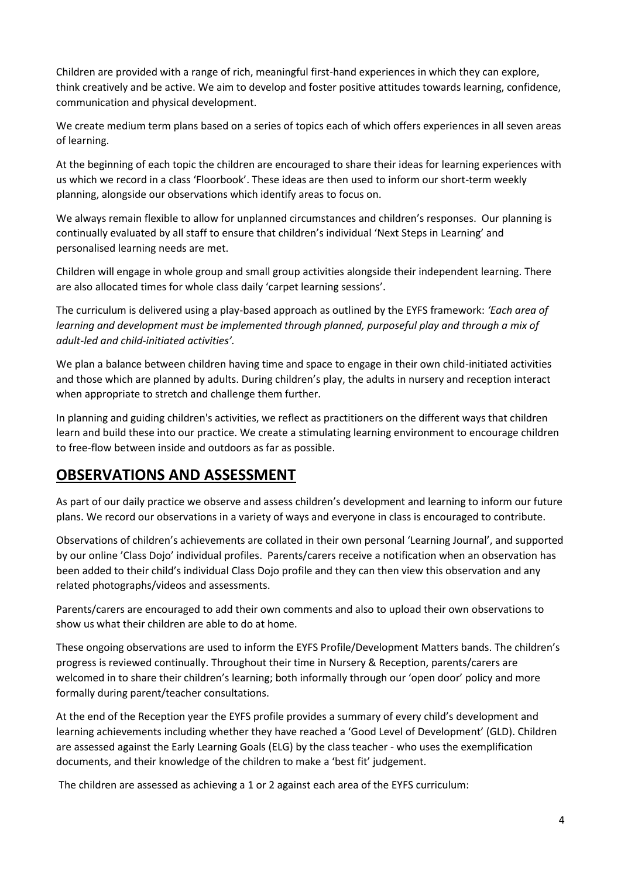Children are provided with a range of rich, meaningful first-hand experiences in which they can explore, think creatively and be active. We aim to develop and foster positive attitudes towards learning, confidence, communication and physical development.

We create medium term plans based on a series of topics each of which offers experiences in all seven areas of learning.

At the beginning of each topic the children are encouraged to share their ideas for learning experiences with us which we record in a class 'Floorbook'. These ideas are then used to inform our short-term weekly planning, alongside our observations which identify areas to focus on.

We always remain flexible to allow for unplanned circumstances and children's responses. Our planning is continually evaluated by all staff to ensure that children's individual 'Next Steps in Learning' and personalised learning needs are met.

Children will engage in whole group and small group activities alongside their independent learning. There are also allocated times for whole class daily 'carpet learning sessions'.

The curriculum is delivered using a play-based approach as outlined by the EYFS framework: *'Each area of learning and development must be implemented through planned, purposeful play and through a mix of adult-led and child-initiated activities'.*

We plan a balance between children having time and space to engage in their own child-initiated activities and those which are planned by adults. During children's play, the adults in nursery and reception interact when appropriate to stretch and challenge them further.

In planning and guiding children's activities, we reflect as practitioners on the different ways that children learn and build these into our practice. We create a stimulating learning environment to encourage children to free-flow between inside and outdoors as far as possible.

## OBSERVATIONS AND ASSESSMENT

As part of our daily practice we observe and assess children's development and learning to inform our future plans. We record our observations in a variety of ways and everyone in class is encouraged to contribute.

Observations of children's achievements are collated in their own personal 'Learning Journal', and supported by our online 'Class Dojo' individual profiles. Parents/carers receive a notification when an observation has been added to their child's individual Class Dojo profile and they can then view this observation and any related photographs/videos and assessments.

Parents/carers are encouraged to add their own comments and also to upload their own observations to show us what their children are able to do at home.

These ongoing observations are used to inform the EYFS Profile/Development Matters bands. The children's progress is reviewed continually. Throughout their time in Nursery & Reception, parents/carers are welcomed in to share their children's learning; both informally through our 'open door' policy and more formally during parent/teacher consultations.

At the end of the Reception year the EYFS profile provides a summary of every child's development and learning achievements including whether they have reached a 'Good Level of Development' (GLD). Children are assessed against the Early Learning Goals (ELG) by the class teacher - who uses the exemplification documents, and their knowledge of the children to make a 'best fit' judgement.

The children are assessed as achieving a 1 or 2 against each area of the EYFS curriculum: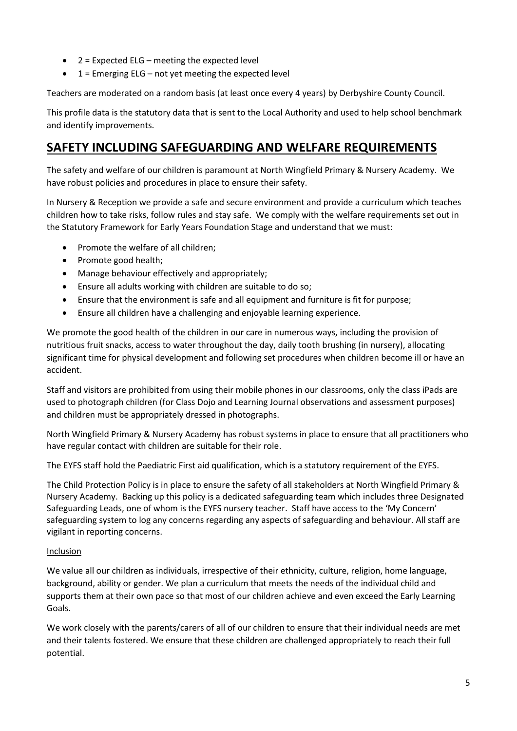- 2 = Expected ELG – meeting the expected level
- 1 = Emerging ELG – not yet meeting the expected level

Teachers are moderated on a random basis (at least once every 4 years) by Derbyshire County Council.

This profile data is the statutory data that is sent to the Local Authority and used to help school benchmark and identify improvements.

## SAFETY INCLUDING SAFEGUARDING AND WELFARE REQUIREMENTS

The safety and welfare of our children is paramount at North Wingfield Primary & Nursery Academy. We have robust policies and procedures in place to ensure their safety.

In Nursery & Reception we provide a safe and secure environment and provide a curriculum which teaches children how to take risks, follow rules and stay safe. We comply with the welfare requirements set out in the Statutory Framework for Early Years Foundation Stage and understand that we must:

- Promote the welfare of all children;
- Promote good health;
- Manage behaviour effectively and appropriately;
- Ensure all adults working with children are suitable to do so;
- Ensure that the environment is safe and all equipment and furniture is fit for purpose;
- Ensure all children have a challenging and enjoyable learning experience.

We promote the good health of the children in our care in numerous ways, including the provision of nutritious fruit snacks, access to water throughout the day, daily tooth brushing (in nursery), allocating significant time for physical development and following set procedures when children become ill or have an accident.

Staff and visitors are prohibited from using their mobile phones in our classrooms, only the class iPads are used to photograph children (for Class Dojo and Learning Journal observations and assessment purposes) and children must be appropriately dressed in photographs.

North Wingfield Primary & Nursery Academy has robust systems in place to ensure that all practitioners who have regular contact with children are suitable for their role.

The EYFS staff hold the Paediatric First aid qualification, which is a statutory requirement of the EYFS.

The Child Protection Policy is in place to ensure the safety of all stakeholders at North Wingfield Primary & Nursery Academy. Backing up this policy is a dedicated safeguarding team which includes three Designated Safeguarding Leads, one of whom is the EYFS nursery teacher. Staff have access to the 'My Concern' safeguarding system to log any concerns regarding any aspects of safeguarding and behaviour. All staff are vigilant in reporting concerns.

Inclusion

We value all our children as individuals, irrespective of their ethnicity, culture, religion, home language, background, ability or gender. We plan a curriculum that meets the needs of the individual child and supports them at their own pace so that most of our children achieve and even exceed the Early Learning Goals.

We work closely with the parents/carers of all of our children to ensure that their individual needs are met and their talents fostered. We ensure that these children are challenged appropriately to reach their full potential.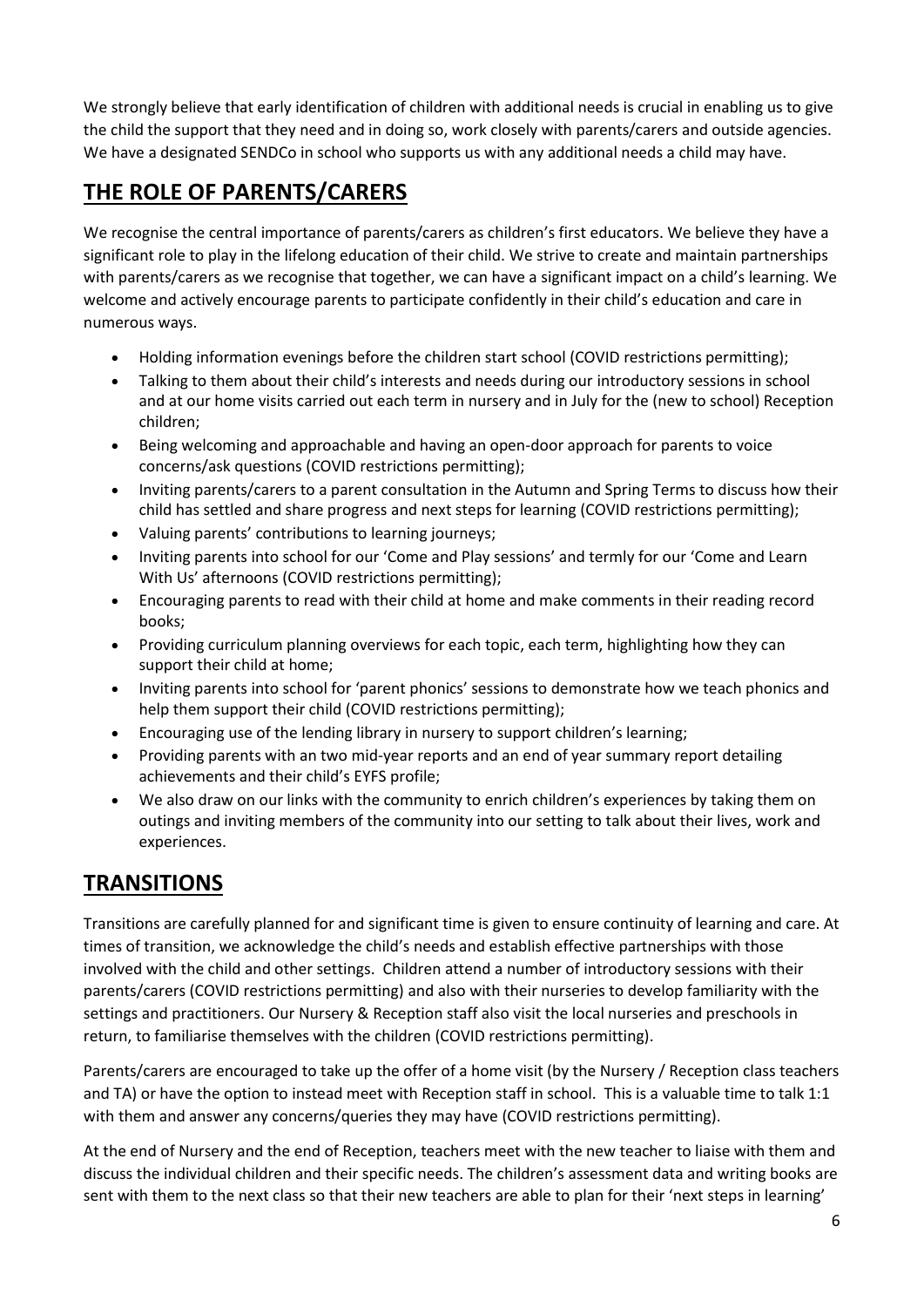We strongly believe that early identification of children with additional needs is crucial in enabling us to give the child the support that they need and in doing so, work closely with parents/carers and outside agencies. We have a designated SENDCo in school who supports us with any additional needs a child may have.

## THE ROLE OF PARENTS/CARERS

We recognise the central importance of parents/carers as children's first educators. We believe they have a significant role to play in the lifelong education of their child. We strive to create and maintain partnerships with parents/carers as we recognise that together, we can have a significant impact on a child's learning. We welcome and actively encourage parents to participate confidently in their child's education and care in numerous ways.

- Holding information evenings before the children start school (COVID restrictions permitting);
- Talking to them about their child's interests and needs during our introductory sessions in school and at our home visits carried out each term in nursery and in July for the (new to school) Reception children;
- Being welcoming and approachable and having an open-door approach for parents to voice concerns/ask questions (COVID restrictions permitting);
- Inviting parents/carers to a parent consultation in the Autumn and Spring Terms to discuss how their child has settled and share progress and next steps for learning (COVID restrictions permitting);
- Valuing parents' contributions to learning journeys;
- Inviting parents into school for our 'Come and Play sessions' and termly for our 'Come and Learn With Us' afternoons (COVID restrictions permitting);
- Encouraging parents to read with their child at home and make comments in their reading record books;
- Providing curriculum planning overviews for each topic, each term, highlighting how they can support their child at home;
- Inviting parents into school for 'parent phonics' sessions to demonstrate how we teach phonics and help them support their child (COVID restrictions permitting);
- Encouraging use of the lending library in nursery to support children's learning;
- Providing parents with an two mid-year reports and an end of year summary report detailing achievements and their child's EYFS profile;
- We also draw on our links with the community to enrich children's experiences by taking them on outings and inviting members of the community into our setting to talk about their lives, work and experiences.

## TRANSITIONS

Transitions are carefully planned for and significant time is given to ensure continuity of learning and care. At times of transition, we acknowledge the child's needs and establish effective partnerships with those involved with the child and other settings. Children attend a number of introductory sessions with their parents/carers (COVID restrictions permitting) and also with their nurseries to develop familiarity with the settings and practitioners. Our Nursery & Reception staff also visit the local nurseries and preschools in return, to familiarise themselves with the children (COVID restrictions permitting).

Parents/carers are encouraged to take up the offer of a home visit (by the Nursery / Reception class teachers and TA) or have the option to instead meet with Reception staff in school. This is a valuable time to talk 1:1 with them and answer any concerns/queries they may have (COVID restrictions permitting).

At the end of Nursery and the end of Reception, teachers meet with the new teacher to liaise with them and discuss the individual children and their specific needs. The children's assessment data and writing books are sent with them to the next class so that their new teachers are able to plan for their 'next steps in learning'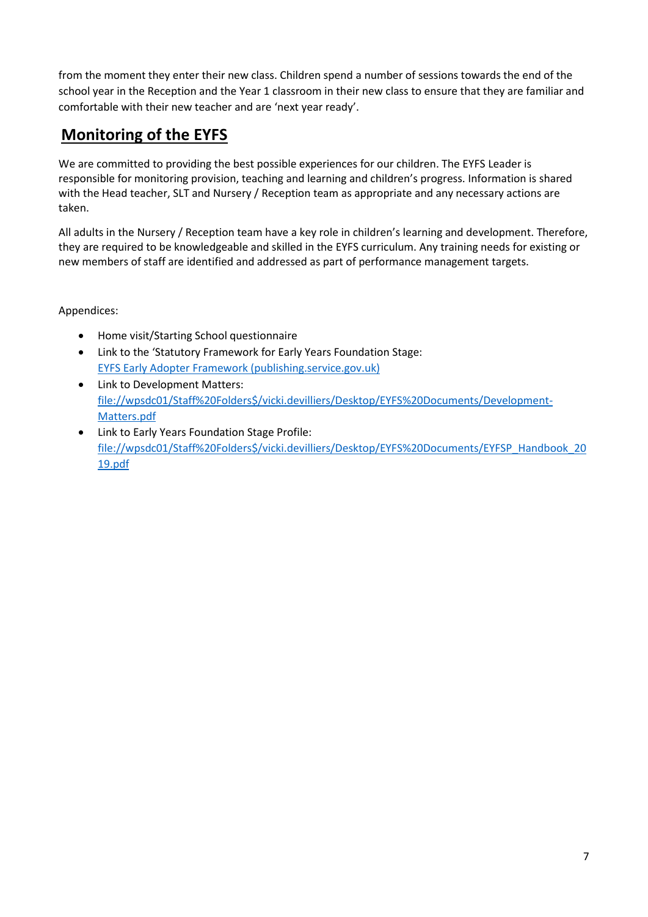from the moment they enter their new class. Children spend a number of sessions towards the end of the school year in the Reception and the Year 1 classroom in their new class to ensure that they are familiar and comfortable with their new teacher and are 'next year ready'.

## Monitoring of the EYFS

We are committed to providing the best possible experiences for our children. The EYFS Leader is responsible for monitoring provision, teaching and learning and children's progress. Information is shared with the Head teacher, SLT and Nursery / Reception team as appropriate and any necessary actions are taken.

All adults in the Nursery / Reception team have a key role in children's learning and development. Therefore, they are required to be knowledgeable and skilled in the EYFS curriculum. Any training needs for existing or new members of staff are identified and addressed as part of performance management targets.

Appendices:

- Home visit/Starting School questionnaire
- Link to the 'Statutory Framework for Early Years Foundation Stage: EYFS Early Adopter Framework (publishing.service.gov.uk)
- Link to Development Matters: file://wpsdc01/Staff%20Folders$/vicki.devilliers/Desktop/EYFS%20Documents/Development-Matters.pdf
- Link to Early Years Foundation Stage Profile: file://wpsdc01/Staff%20Folders$/vicki.devilliers/Desktop/EYFS%20Documents/EYFSP_Handbook_2019.pdf